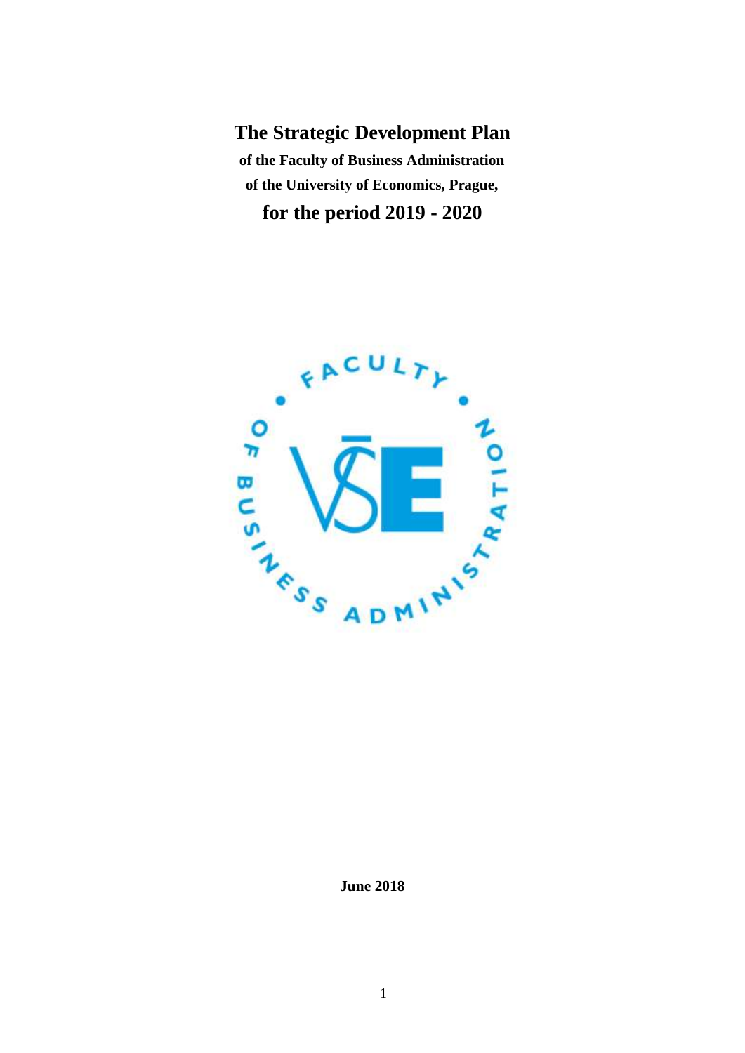# The Strategic Development Plan

**of the Faculty of Business Administration**

**of the University of Economics, Prague,**

## for the period 2019 - 2020

**June 2018**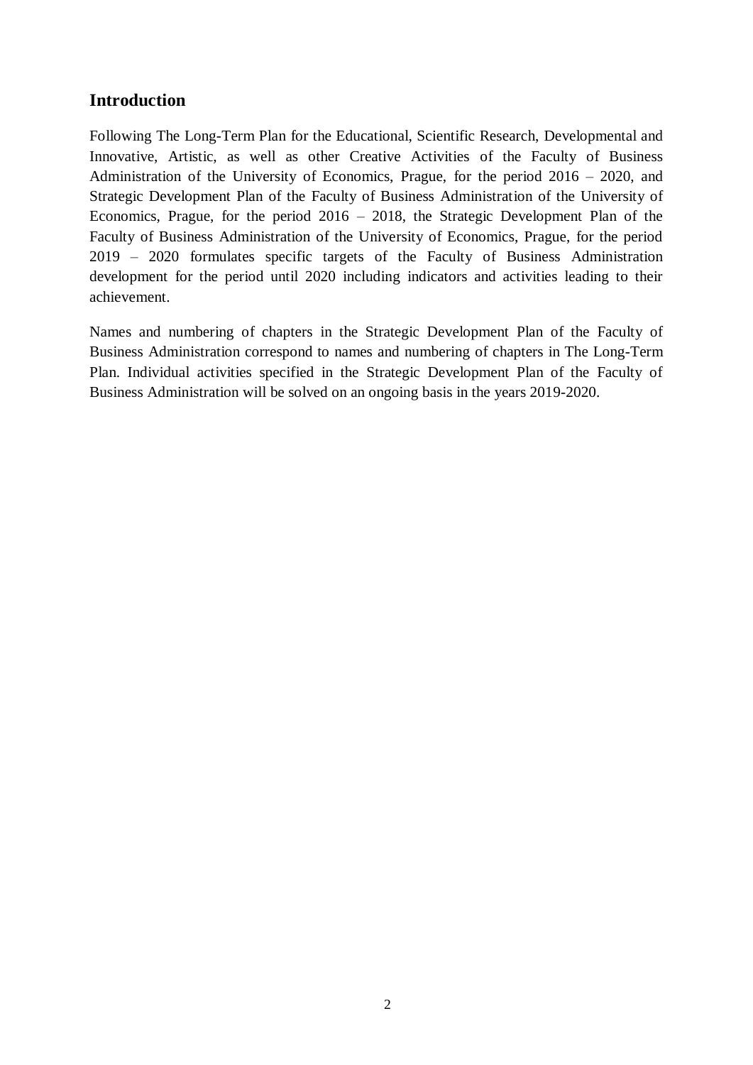## Introduction

Following The Long-Term Plan for the Educational, Scientific Research, Developmental and Innovative, Artistic, as well as other Creative Activities of the Faculty of Business Administration of the University of Economics, Prague, for the period 2016 – 2020, and Strategic Development Plan of the Faculty of Business Administration of the University of Economics, Prague, for the period 2016 – 2018, the Strategic Development Plan of the Faculty of Business Administration of the University of Economics, Prague, for the period 2019 – 2020 formulates specific targets of the Faculty of Business Administration development for the period until 2020 including indicators and activities leading to their achievement.

Names and numbering of chapters in the Strategic Development Plan of the Faculty of Business Administration correspond to names and numbering of chapters in The Long-Term Plan. Individual activities specified in the Strategic Development Plan of the Faculty of Business Administration will be solved on an ongoing basis in the years 2019-2020.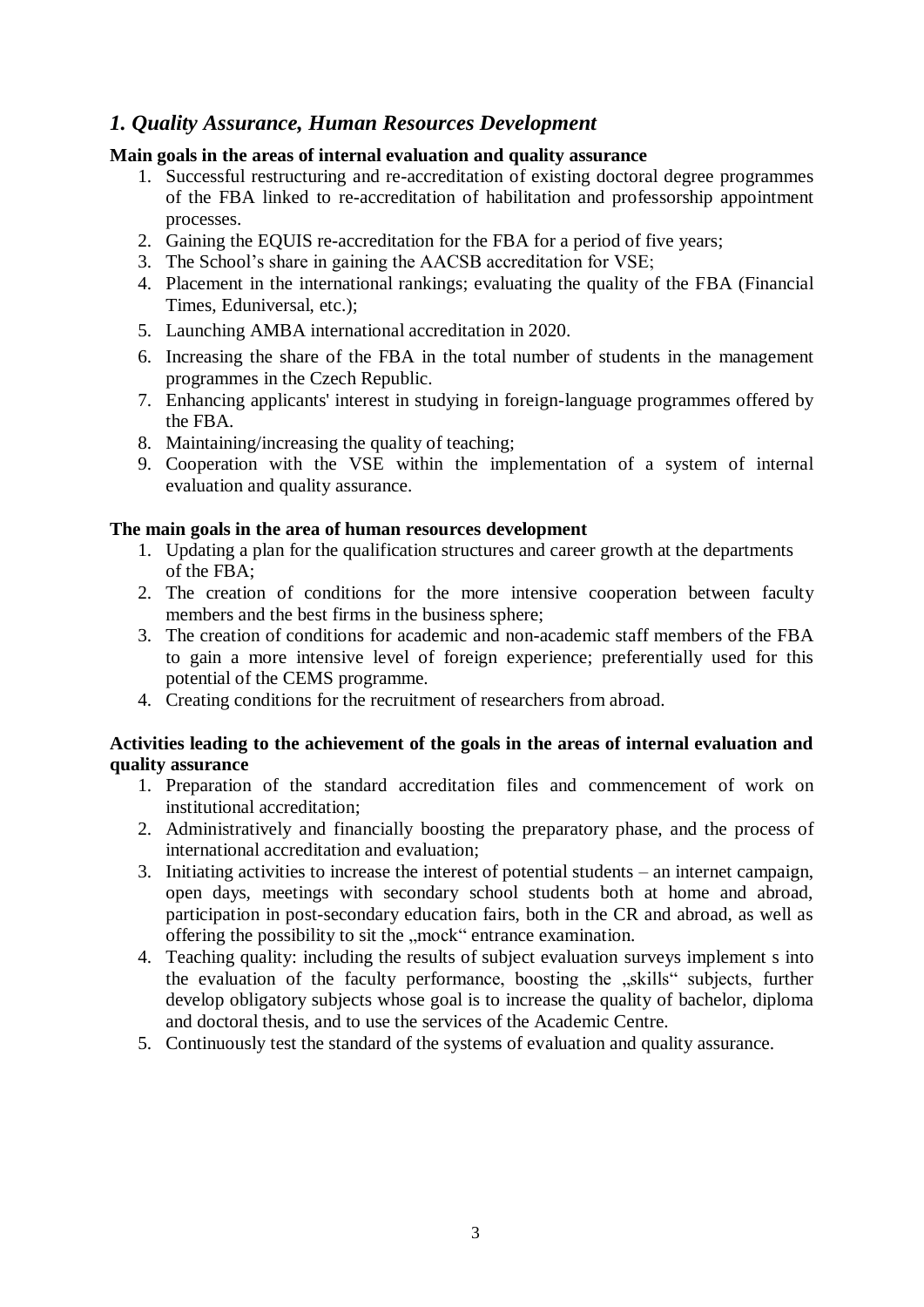## *1. Quality Assurance, Human Resources Development*

**Main goals in the areas of internal evaluation and quality assurance**

1. Successful restructuring and re-accreditation of existing doctoral degree programmes of the FBA linked to re-accreditation of habilitation and professorship appointment processes.
2. Gaining the EQUIS re-accreditation for the FBA for a period of five years;
3. The School's share in gaining the AACSB accreditation for VSE;
4. Placement in the international rankings; evaluating the quality of the FBA (Financial Times, Eduniversal, etc.);
5. Launching AMBA international accreditation in 2020.
6. Increasing the share of the FBA in the total number of students in the management programmes in the Czech Republic.
7. Enhancing applicants' interest in studying in foreign-language programmes offered by the FBA.
8. Maintaining/increasing the quality of teaching;
9. Cooperation with the VSE within the implementation of a system of internal evaluation and quality assurance.

**The main goals in the area of human resources development**

1. Updating a plan for the qualification structures and career growth at the departments of the FBA;
2. The creation of conditions for the more intensive cooperation between faculty members and the best firms in the business sphere;
3. The creation of conditions for academic and non-academic staff members of the FBA to gain a more intensive level of foreign experience; preferentially used for this potential of the CEMS programme.
4. Creating conditions for the recruitment of researchers from abroad.

**Activities leading to the achievement of the goals in the areas of internal evaluation and quality assurance**

1. Preparation of the standard accreditation files and commencement of work on institutional accreditation;
2. Administratively and financially boosting the preparatory phase, and the process of international accreditation and evaluation;
3. Initiating activities to increase the interest of potential students – an internet campaign, open days, meetings with secondary school students both at home and abroad, participation in post-secondary education fairs, both in the CR and abroad, as well as offering the possibility to sit the „mock“ entrance examination.
4. Teaching quality: including the results of subject evaluation surveys implement s into the evaluation of the faculty performance, boosting the „skills“ subjects, further develop obligatory subjects whose goal is to increase the quality of bachelor, diploma and doctoral thesis, and to use the services of the Academic Centre.
5. Continuously test the standard of the systems of evaluation and quality assurance.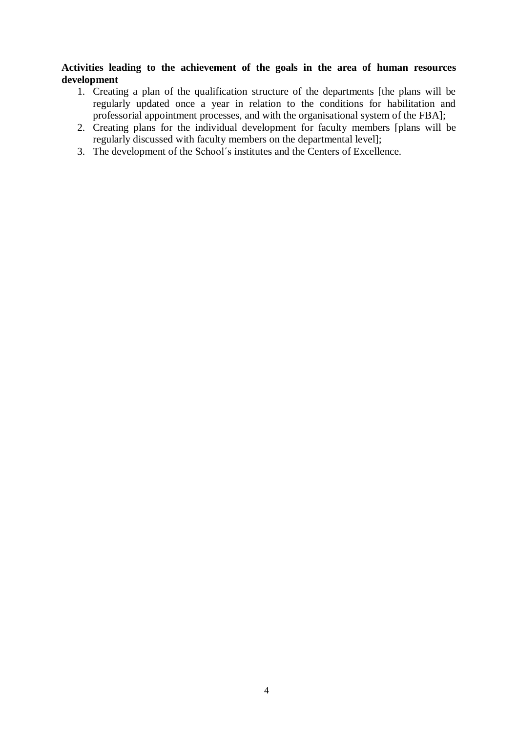**Activities leading to the achievement of the goals in the area of human resources development**

1. Creating a plan of the qualification structure of the departments [the plans will be regularly updated once a year in relation to the conditions for habilitation and professorial appointment processes, and with the organisational system of the FBA];
2. Creating plans for the individual development for faculty members [plans will be regularly discussed with faculty members on the departmental level];
3. The development of the School´s institutes and the Centers of Excellence.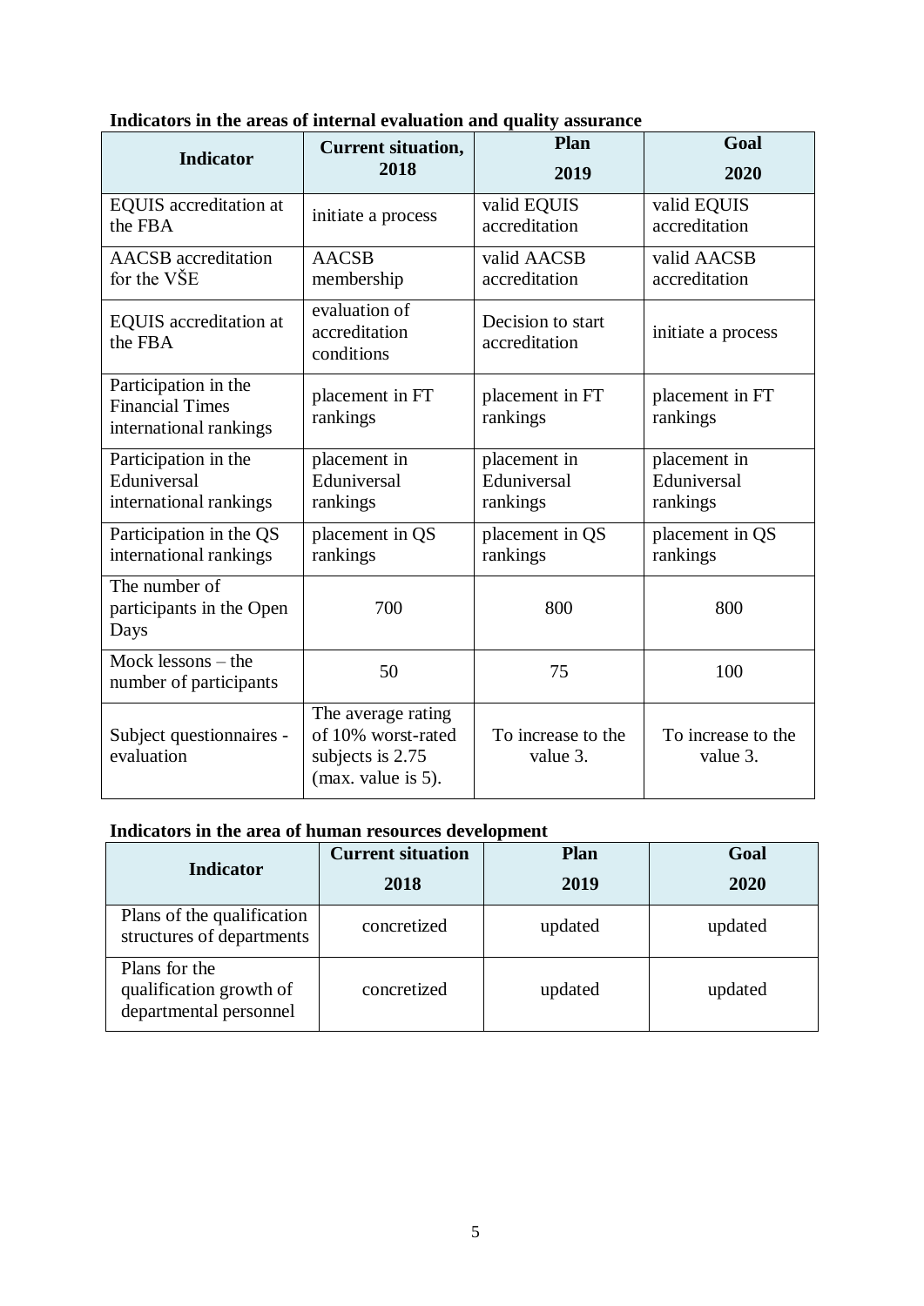**Indicators in the areas of internal evaluation and quality assurance**

| Indicator | Current situation, 2018 | Plan 2019 | Goal 2020 |
|---|---|---|---|
| EQUIS accreditation at the FBA | initiate a process | valid EQUIS accreditation | valid EQUIS accreditation |
| AACSB accreditation for the VŠE | AACSB membership | valid AACSB accreditation | valid AACSB accreditation |
| EQUIS accreditation at the FBA | evaluation of accreditation conditions | Decision to start accreditation | initiate a process |
| Participation in the Financial Times international rankings | placement in FT rankings | placement in FT rankings | placement in FT rankings |
| Participation in the Eduniversal international rankings | placement in Eduniversal rankings | placement in Eduniversal rankings | placement in Eduniversal rankings |
| Participation in the QS international rankings | placement in QS rankings | placement in QS rankings | placement in QS rankings |
| The number of participants in the Open Days | 700 | 800 | 800 |
| Mock lessons – the number of participants | 50 | 75 | 100 |
| Subject questionnaires - evaluation | The average rating of 10% worst-rated subjects is 2.75 (max. value is 5). | To increase to the value 3. | To increase to the value 3. |

**Indicators in the area of human resources development**

| Indicator | Current situation 2018 | Plan 2019 | Goal 2020 |
|---|---|---|---|
| Plans of the qualification structures of departments | concretized | updated | updated |
| Plans for the qualification growth of departmental personnel | concretized | updated | updated |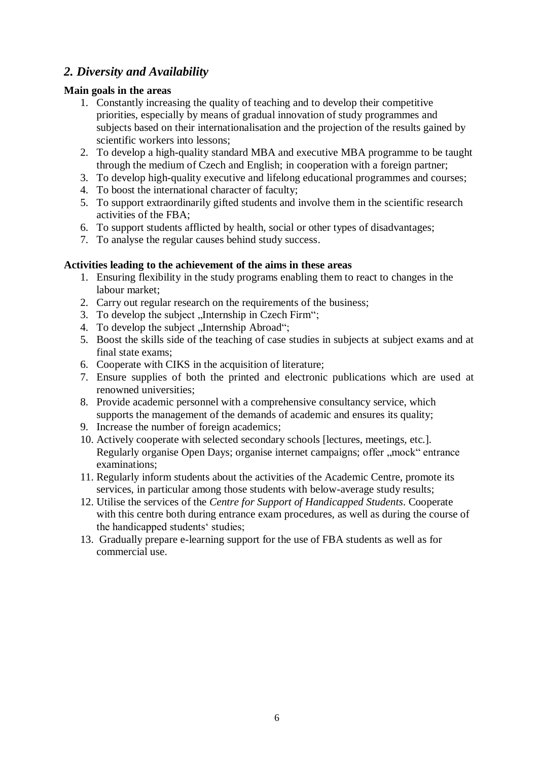## *2. Diversity and Availability*

**Main goals in the areas**

1. Constantly increasing the quality of teaching and to develop their competitive priorities, especially by means of gradual innovation of study programmes and subjects based on their internationalisation and the projection of the results gained by scientific workers into lessons;
2. To develop a high-quality standard MBA and executive MBA programme to be taught through the medium of Czech and English; in cooperation with a foreign partner;
3. To develop high-quality executive and lifelong educational programmes and courses;
4. To boost the international character of faculty;
5. To support extraordinarily gifted students and involve them in the scientific research activities of the FBA;
6. To support students afflicted by health, social or other types of disadvantages;
7. To analyse the regular causes behind study success.

**Activities leading to the achievement of the aims in these areas**

1. Ensuring flexibility in the study programs enabling them to react to changes in the labour market;
2. Carry out regular research on the requirements of the business;
3. To develop the subject „Internship in Czech Firm";
4. To develop the subject „Internship Abroad";
5. Boost the skills side of the teaching of case studies in subjects at subject exams and at final state exams;
6. Cooperate with CIKS in the acquisition of literature;
7. Ensure supplies of both the printed and electronic publications which are used at renowned universities;
8. Provide academic personnel with a comprehensive consultancy service, which supports the management of the demands of academic and ensures its quality;
9. Increase the number of foreign academics;
10. Actively cooperate with selected secondary schools [lectures, meetings, etc.]. Regularly organise Open Days; organise internet campaigns; offer „mock" entrance examinations;
11. Regularly inform students about the activities of the Academic Centre, promote its services, in particular among those students with below-average study results;
12. Utilise the services of the *Centre for Support of Handicapped Students*. Cooperate with this centre both during entrance exam procedures, as well as during the course of the handicapped students' studies;
13. Gradually prepare e-learning support for the use of FBA students as well as for commercial use.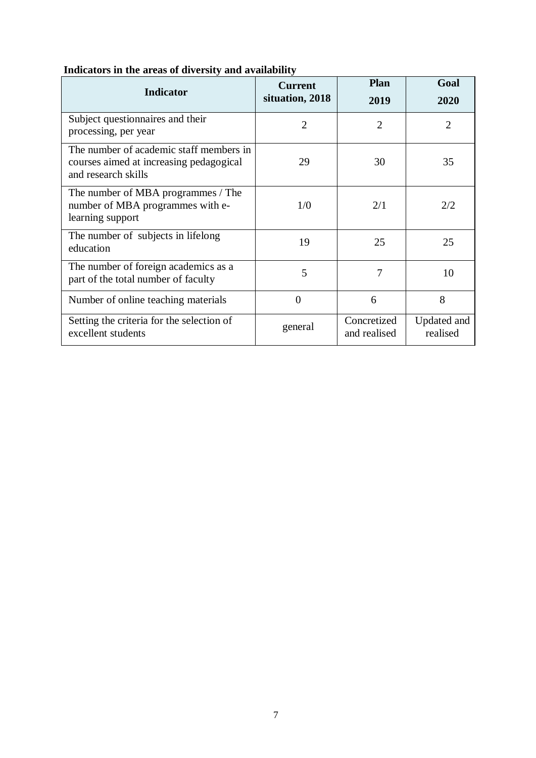**Indicators in the areas of diversity and availability**

| Indicator | Current situation, 2018 | Plan 2019 | Goal 2020 |
|---|---|---|---|
| Subject questionnaires and their processing, per year | 2 | 2 | 2 |
| The number of academic staff members in courses aimed at increasing pedagogical and research skills | 29 | 30 | 35 |
| The number of MBA programmes / The number of MBA programmes with e-learning support | 1/0 | 2/1 | 2/2 |
| The number of subjects in lifelong education | 19 | 25 | 25 |
| The number of foreign academics as a part of the total number of faculty | 5 | 7 | 10 |
| Number of online teaching materials | 0 | 6 | 8 |
| Setting the criteria for the selection of excellent students | general | Concretized and realised | Updated and realised |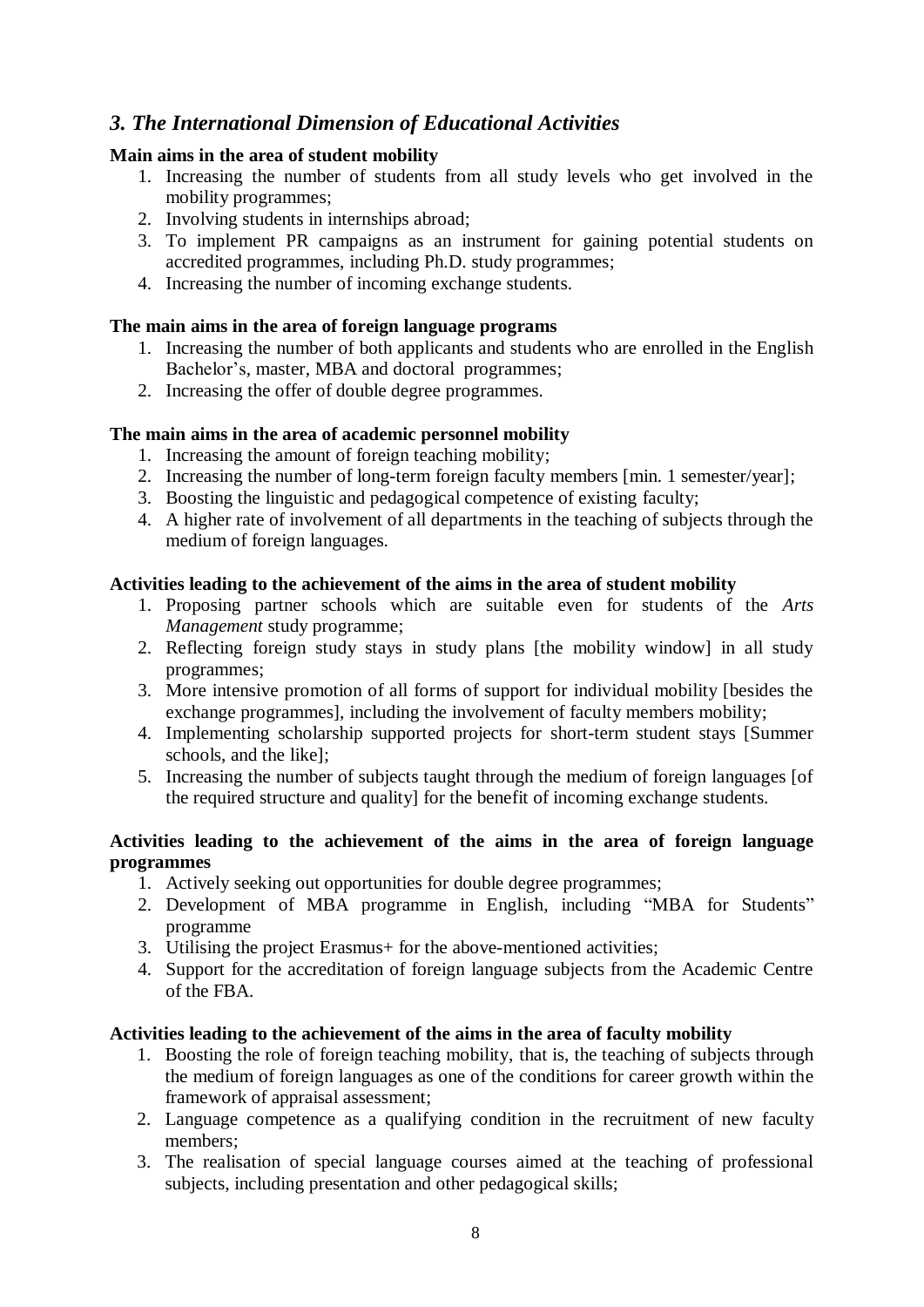## *3. The International Dimension of Educational Activities*

**Main aims in the area of student mobility**

1. Increasing the number of students from all study levels who get involved in the mobility programmes;
2. Involving students in internships abroad;
3. To implement PR campaigns as an instrument for gaining potential students on accredited programmes, including Ph.D. study programmes;
4. Increasing the number of incoming exchange students.

**The main aims in the area of foreign language programs**

1. Increasing the number of both applicants and students who are enrolled in the English Bachelor's, master, MBA and doctoral programmes;
2. Increasing the offer of double degree programmes.

**The main aims in the area of academic personnel mobility**

1. Increasing the amount of foreign teaching mobility;
2. Increasing the number of long-term foreign faculty members [min. 1 semester/year];
3. Boosting the linguistic and pedagogical competence of existing faculty;
4. A higher rate of involvement of all departments in the teaching of subjects through the medium of foreign languages.

**Activities leading to the achievement of the aims in the area of student mobility**

1. Proposing partner schools which are suitable even for students of the *Arts Management* study programme;
2. Reflecting foreign study stays in study plans [the mobility window] in all study programmes;
3. More intensive promotion of all forms of support for individual mobility [besides the exchange programmes], including the involvement of faculty members mobility;
4. Implementing scholarship supported projects for short-term student stays [Summer schools, and the like];
5. Increasing the number of subjects taught through the medium of foreign languages [of the required structure and quality] for the benefit of incoming exchange students.

**Activities leading to the achievement of the aims in the area of foreign language programmes**

1. Actively seeking out opportunities for double degree programmes;
2. Development of MBA programme in English, including "MBA for Students" programme
3. Utilising the project Erasmus+ for the above-mentioned activities;
4. Support for the accreditation of foreign language subjects from the Academic Centre of the FBA.

**Activities leading to the achievement of the aims in the area of faculty mobility**

1. Boosting the role of foreign teaching mobility, that is, the teaching of subjects through the medium of foreign languages as one of the conditions for career growth within the framework of appraisal assessment;
2. Language competence as a qualifying condition in the recruitment of new faculty members;
3. The realisation of special language courses aimed at the teaching of professional subjects, including presentation and other pedagogical skills;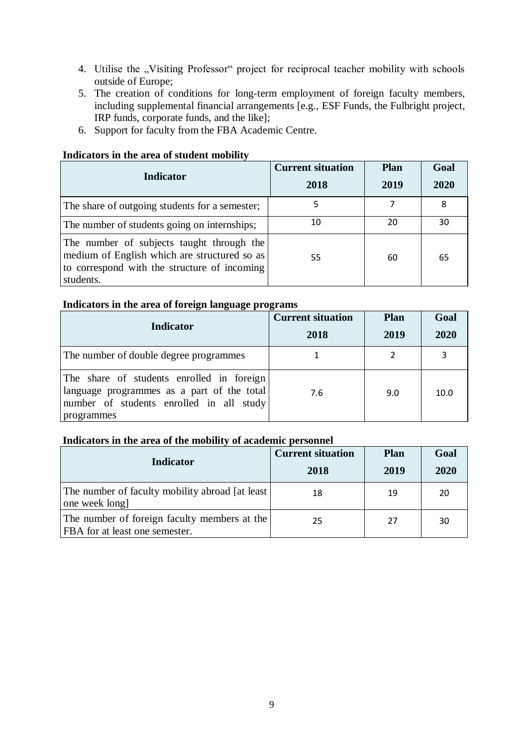4. Utilise the „Visiting Professor" project for reciprocal teacher mobility with schools outside of Europe;
5. The creation of conditions for long-term employment of foreign faculty members, including supplemental financial arrangements [e.g., ESF Funds, the Fulbright project, IRP funds, corporate funds, and the like];
6. Support for faculty from the FBA Academic Centre.

**Indicators in the area of student mobility**

| Indicator | Current situation 2018 | Plan 2019 | Goal 2020 |
|---|---|---|---|
| The share of outgoing students for a semester; | 5 | 7 | 8 |
| The number of students going on internships; | 10 | 20 | 30 |
| The number of subjects taught through the medium of English which are structured so as to correspond with the structure of incoming students. | 55 | 60 | 65 |

**Indicators in the area of foreign language programs**

| Indicator | Current situation 2018 | Plan 2019 | Goal 2020 |
|---|---|---|---|
| The number of double degree programmes | 1 | 2 | 3 |
| The share of students enrolled in foreign language programmes as a part of the total number of students enrolled in all study programmes | 7.6 | 9.0 | 10.0 |

**Indicators in the area of the mobility of academic personnel**

| Indicator | Current situation 2018 | Plan 2019 | Goal 2020 |
|---|---|---|---|
| The number of faculty mobility abroad [at least one week long] | 18 | 19 | 20 |
| The number of foreign faculty members at the FBA for at least one semester. | 25 | 27 | 30 |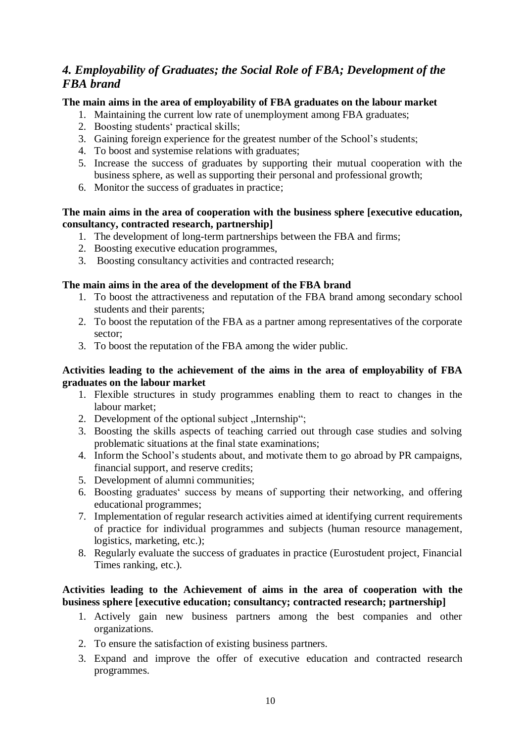## *4. Employability of Graduates; the Social Role of FBA; Development of the FBA brand*

**The main aims in the area of employability of FBA graduates on the labour market**

1. Maintaining the current low rate of unemployment among FBA graduates;
2. Boosting students‘ practical skills;
3. Gaining foreign experience for the greatest number of the School’s students;
4. To boost and systemise relations with graduates;
5. Increase the success of graduates by supporting their mutual cooperation with the business sphere, as well as supporting their personal and professional growth;
6. Monitor the success of graduates in practice;

**The main aims in the area of cooperation with the business sphere [executive education, consultancy, contracted research, partnership]**

1. The development of long-term partnerships between the FBA and firms;
2. Boosting executive education programmes,
3. Boosting consultancy activities and contracted research;

**The main aims in the area of the development of the FBA brand**

1. To boost the attractiveness and reputation of the FBA brand among secondary school students and their parents;
2. To boost the reputation of the FBA as a partner among representatives of the corporate sector;
3. To boost the reputation of the FBA among the wider public.

**Activities leading to the achievement of the aims in the area of employability of FBA graduates on the labour market**

1. Flexible structures in study programmes enabling them to react to changes in the labour market;
2. Development of the optional subject „Internship“;
3. Boosting the skills aspects of teaching carried out through case studies and solving problematic situations at the final state examinations;
4. Inform the School’s students about, and motivate them to go abroad by PR campaigns, financial support, and reserve credits;
5. Development of alumni communities;
6. Boosting graduates‘ success by means of supporting their networking, and offering educational programmes;
7. Implementation of regular research activities aimed at identifying current requirements of practice for individual programmes and subjects (human resource management, logistics, marketing, etc.);
8. Regularly evaluate the success of graduates in practice (Eurostudent project, Financial Times ranking, etc.).

**Activities leading to the Achievement of aims in the area of cooperation with the business sphere [executive education; consultancy; contracted research; partnership]**

1. Actively gain new business partners among the best companies and other organizations.
2. To ensure the satisfaction of existing business partners.
3. Expand and improve the offer of executive education and contracted research programmes.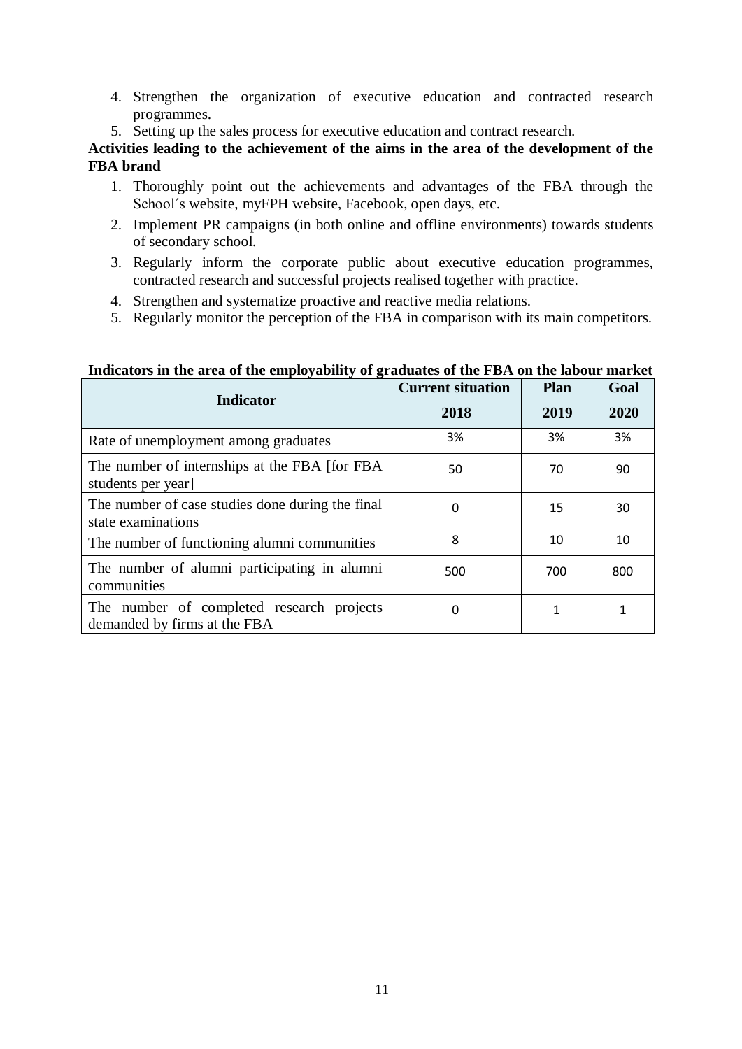4. Strengthen the organization of executive education and contracted research programmes.
5. Setting up the sales process for executive education and contract research.

**Activities leading to the achievement of the aims in the area of the development of the FBA brand**

1. Thoroughly point out the achievements and advantages of the FBA through the School´s website, myFPH website, Facebook, open days, etc.
2. Implement PR campaigns (in both online and offline environments) towards students of secondary school.
3. Regularly inform the corporate public about executive education programmes, contracted research and successful projects realised together with practice.
4. Strengthen and systematize proactive and reactive media relations.
5. Regularly monitor the perception of the FBA in comparison with its main competitors.

**Indicators in the area of the employability of graduates of the FBA on the labour market**

| Indicator | Current situation 2018 | Plan 2019 | Goal 2020 |
|---|---|---|---|
| Rate of unemployment among graduates | 3% | 3% | 3% |
| The number of internships at the FBA [for FBA students per year] | 50 | 70 | 90 |
| The number of case studies done during the final state examinations | 0 | 15 | 30 |
| The number of functioning alumni communities | 8 | 10 | 10 |
| The number of alumni participating in alumni communities | 500 | 700 | 800 |
| The number of completed research projects demanded by firms at the FBA | 0 | 1 | 1 |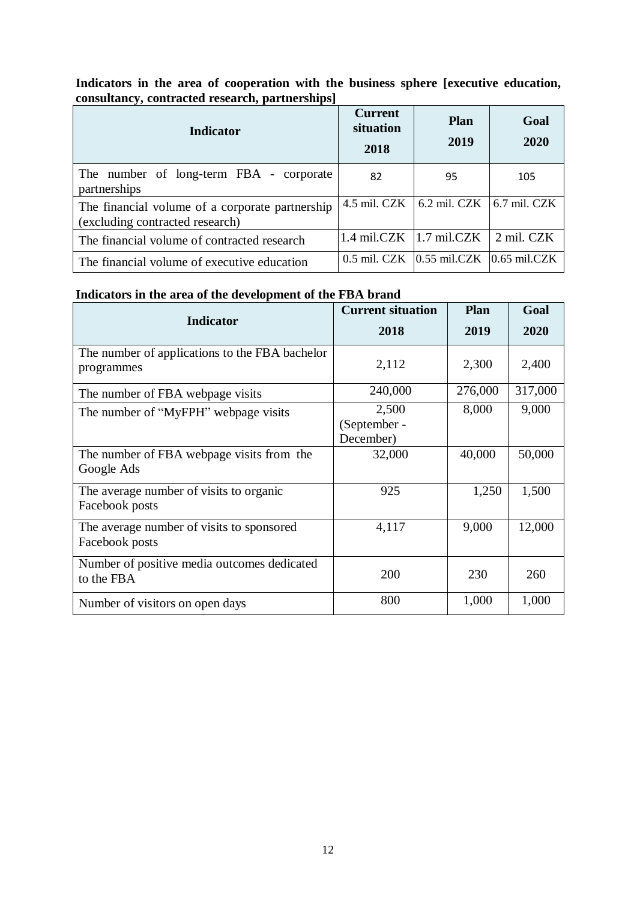**Indicators in the area of cooperation with the business sphere [executive education, consultancy, contracted research, partnerships]**

| Indicator | Current situation 2018 | Plan 2019 | Goal 2020 |
|---|---|---|---|
| The number of long-term FBA - corporate partnerships | 82 | 95 | 105 |
| The financial volume of a corporate partnership (excluding contracted research) | 4.5 mil. CZK | 6.2 mil. CZK | 6.7 mil. CZK |
| The financial volume of contracted research | 1.4 mil.CZK | 1.7 mil.CZK | 2 mil. CZK |
| The financial volume of executive education | 0.5 mil. CZK | 0.55 mil.CZK | 0.65 mil.CZK |

**Indicators in the area of the development of the FBA brand**

| Indicator | Current situation 2018 | Plan 2019 | Goal 2020 |
|---|---|---|---|
| The number of applications to the FBA bachelor programmes | 2,112 | 2,300 | 2,400 |
| The number of FBA webpage visits | 240,000 | 276,000 | 317,000 |
| The number of "MyFPH" webpage visits | 2,500 (September - December) | 8,000 | 9,000 |
| The number of FBA webpage visits from the Google Ads | 32,000 | 40,000 | 50,000 |
| The average number of visits to organic Facebook posts | 925 | 1,250 | 1,500 |
| The average number of visits to sponsored Facebook posts | 4,117 | 9,000 | 12,000 |
| Number of positive media outcomes dedicated to the FBA | 200 | 230 | 260 |
| Number of visitors on open days | 800 | 1,000 | 1,000 |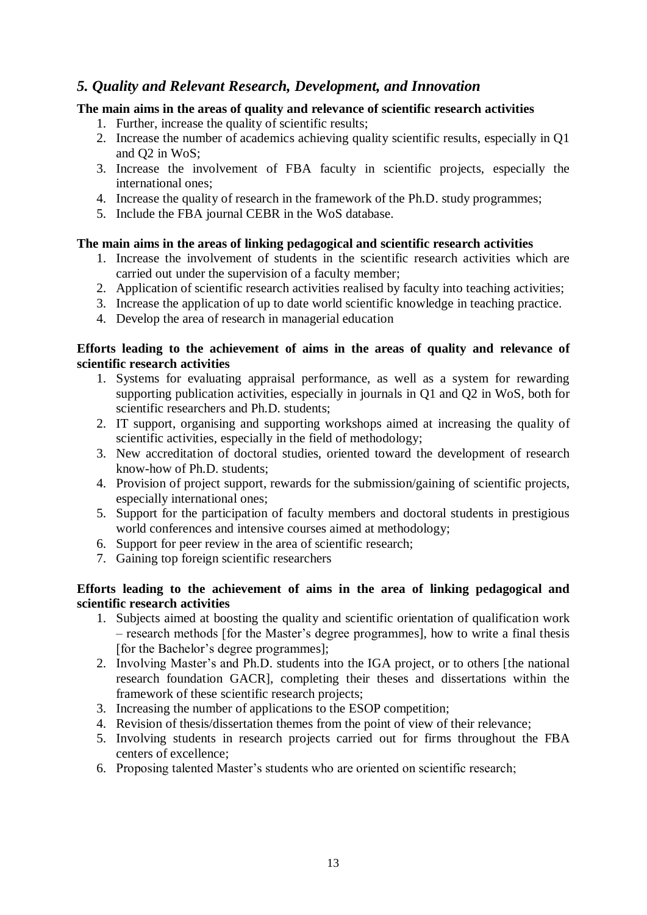## *5. Quality and Relevant Research, Development, and Innovation*

**The main aims in the areas of quality and relevance of scientific research activities**

1. Further, increase the quality of scientific results;
2. Increase the number of academics achieving quality scientific results, especially in Q1 and Q2 in WoS;
3. Increase the involvement of FBA faculty in scientific projects, especially the international ones;
4. Increase the quality of research in the framework of the Ph.D. study programmes;
5. Include the FBA journal CEBR in the WoS database.

**The main aims in the areas of linking pedagogical and scientific research activities**

1. Increase the involvement of students in the scientific research activities which are carried out under the supervision of a faculty member;
2. Application of scientific research activities realised by faculty into teaching activities;
3. Increase the application of up to date world scientific knowledge in teaching practice.
4. Develop the area of research in managerial education

**Efforts leading to the achievement of aims in the areas of quality and relevance of scientific research activities**

1. Systems for evaluating appraisal performance, as well as a system for rewarding supporting publication activities, especially in journals in Q1 and Q2 in WoS, both for scientific researchers and Ph.D. students;
2. IT support, organising and supporting workshops aimed at increasing the quality of scientific activities, especially in the field of methodology;
3. New accreditation of doctoral studies, oriented toward the development of research know-how of Ph.D. students;
4. Provision of project support, rewards for the submission/gaining of scientific projects, especially international ones;
5. Support for the participation of faculty members and doctoral students in prestigious world conferences and intensive courses aimed at methodology;
6. Support for peer review in the area of scientific research;
7. Gaining top foreign scientific researchers

**Efforts leading to the achievement of aims in the area of linking pedagogical and scientific research activities**

1. Subjects aimed at boosting the quality and scientific orientation of qualification work – research methods [for the Master's degree programmes], how to write a final thesis [for the Bachelor's degree programmes];
2. Involving Master's and Ph.D. students into the IGA project, or to others [the national research foundation GACR], completing their theses and dissertations within the framework of these scientific research projects;
3. Increasing the number of applications to the ESOP competition;
4. Revision of thesis/dissertation themes from the point of view of their relevance;
5. Involving students in research projects carried out for firms throughout the FBA centers of excellence;
6. Proposing talented Master's students who are oriented on scientific research;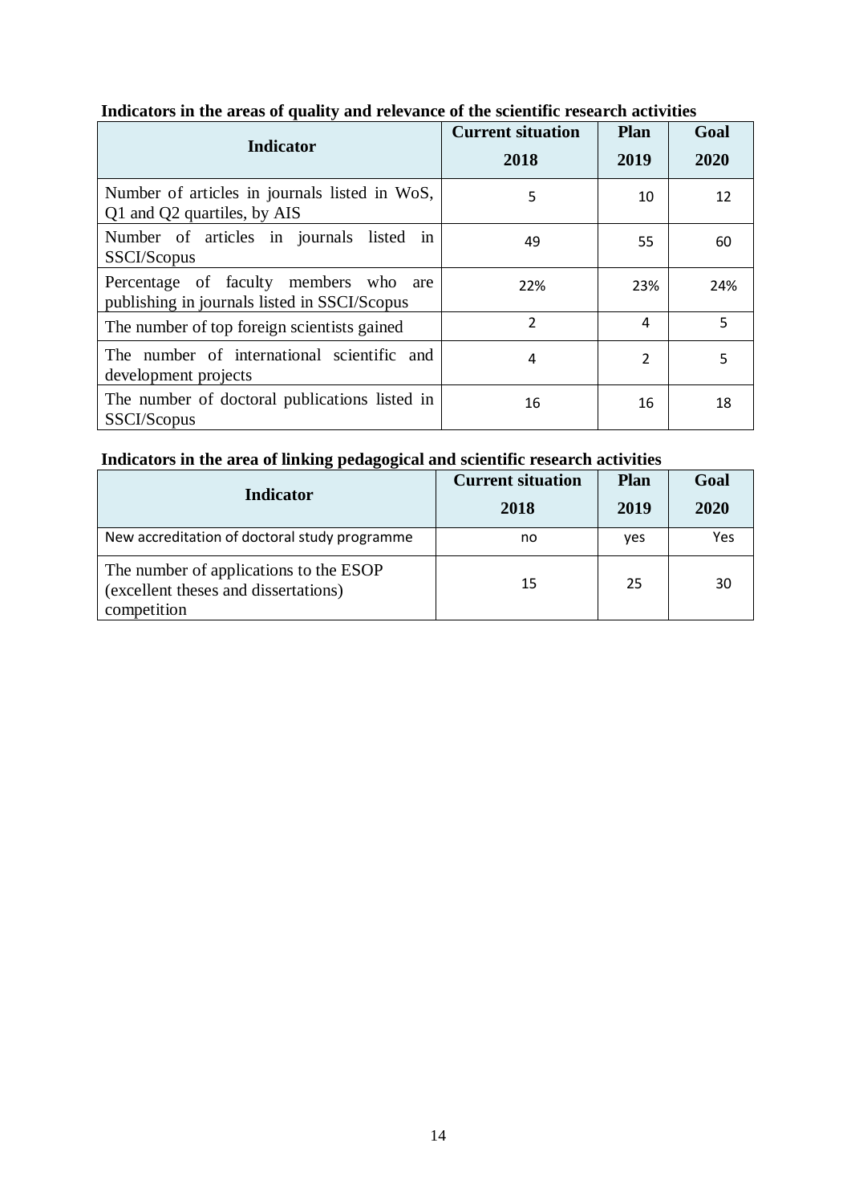**Indicators in the areas of quality and relevance of the scientific research activities**

| Indicator | Current situation 2018 | Plan 2019 | Goal 2020 |
|---|---|---|---|
| Number of articles in journals listed in WoS, Q1 and Q2 quartiles, by AIS | 5 | 10 | 12 |
| Number of articles in journals listed in SSCI/Scopus | 49 | 55 | 60 |
| Percentage of faculty members who are publishing in journals listed in SSCI/Scopus | 22% | 23% | 24% |
| The number of top foreign scientists gained | 2 | 4 | 5 |
| The number of international scientific and development projects | 4 | 2 | 5 |
| The number of doctoral publications listed in SSCI/Scopus | 16 | 16 | 18 |

**Indicators in the area of linking pedagogical and scientific research activities**

| Indicator | Current situation 2018 | Plan 2019 | Goal 2020 |
|---|---|---|---|
| New accreditation of doctoral study programme | no | yes | Yes |
| The number of applications to the ESOP (excellent theses and dissertations) competition | 15 | 25 | 30 |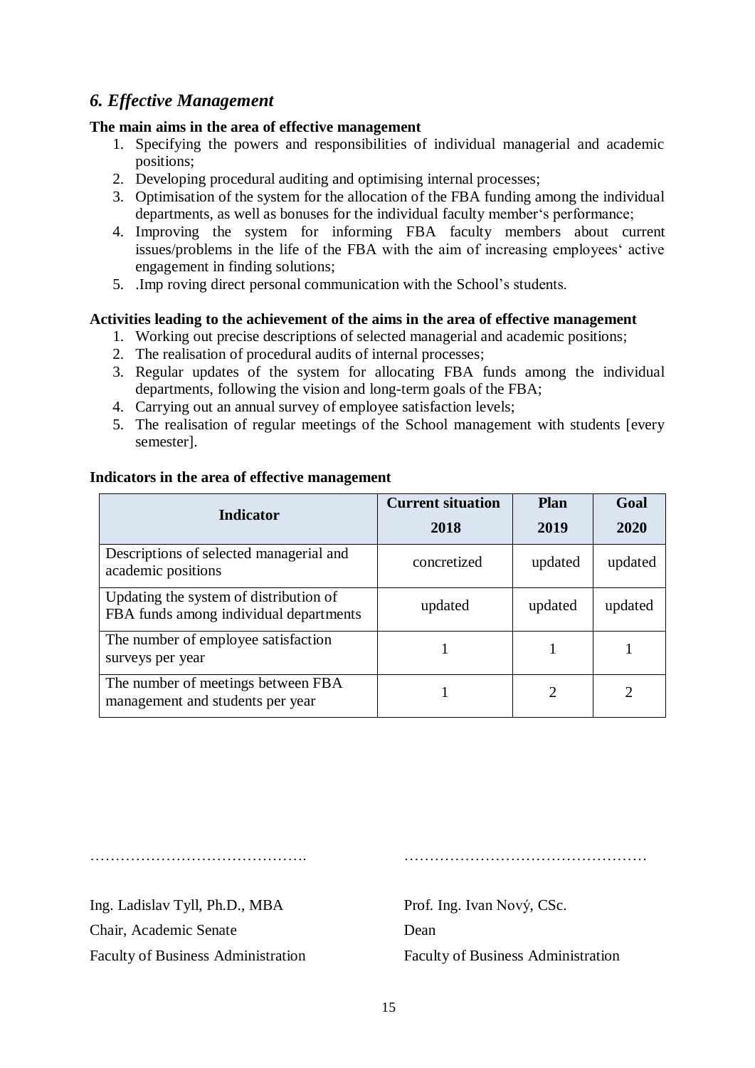## *6. Effective Management*

**The main aims in the area of effective management**

1. Specifying the powers and responsibilities of individual managerial and academic positions;
2. Developing procedural auditing and optimising internal processes;
3. Optimisation of the system for the allocation of the FBA funding among the individual departments, as well as bonuses for the individual faculty member‘s performance;
4. Improving the system for informing FBA faculty members about current issues/problems in the life of the FBA with the aim of increasing employees‘ active engagement in finding solutions;
5. .Imp roving direct personal communication with the School's students.

**Activities leading to the achievement of the aims in the area of effective management**

1. Working out precise descriptions of selected managerial and academic positions;
2. The realisation of procedural audits of internal processes;
3. Regular updates of the system for allocating FBA funds among the individual departments, following the vision and long-term goals of the FBA;
4. Carrying out an annual survey of employee satisfaction levels;
5. The realisation of regular meetings of the School management with students [every semester].

**Indicators in the area of effective management**

| Indicator | Current situation 2018 | Plan 2019 | Goal 2020 |
|---|---|---|---|
| Descriptions of selected managerial and academic positions | concretized | updated | updated |
| Updating the system of distribution of FBA funds among individual departments | updated | updated | updated |
| The number of employee satisfaction surveys per year | 1 | 1 | 1 |
| The number of meetings between FBA management and students per year | 1 | 2 | 2 |

……………………………………. ………………………………………….

Ing. Ladislav Tyll, Ph.D., MBA
Chair, Academic Senate
Faculty of Business Administration

Prof. Ing. Ivan Nový, CSc.
Dean
Faculty of Business Administration